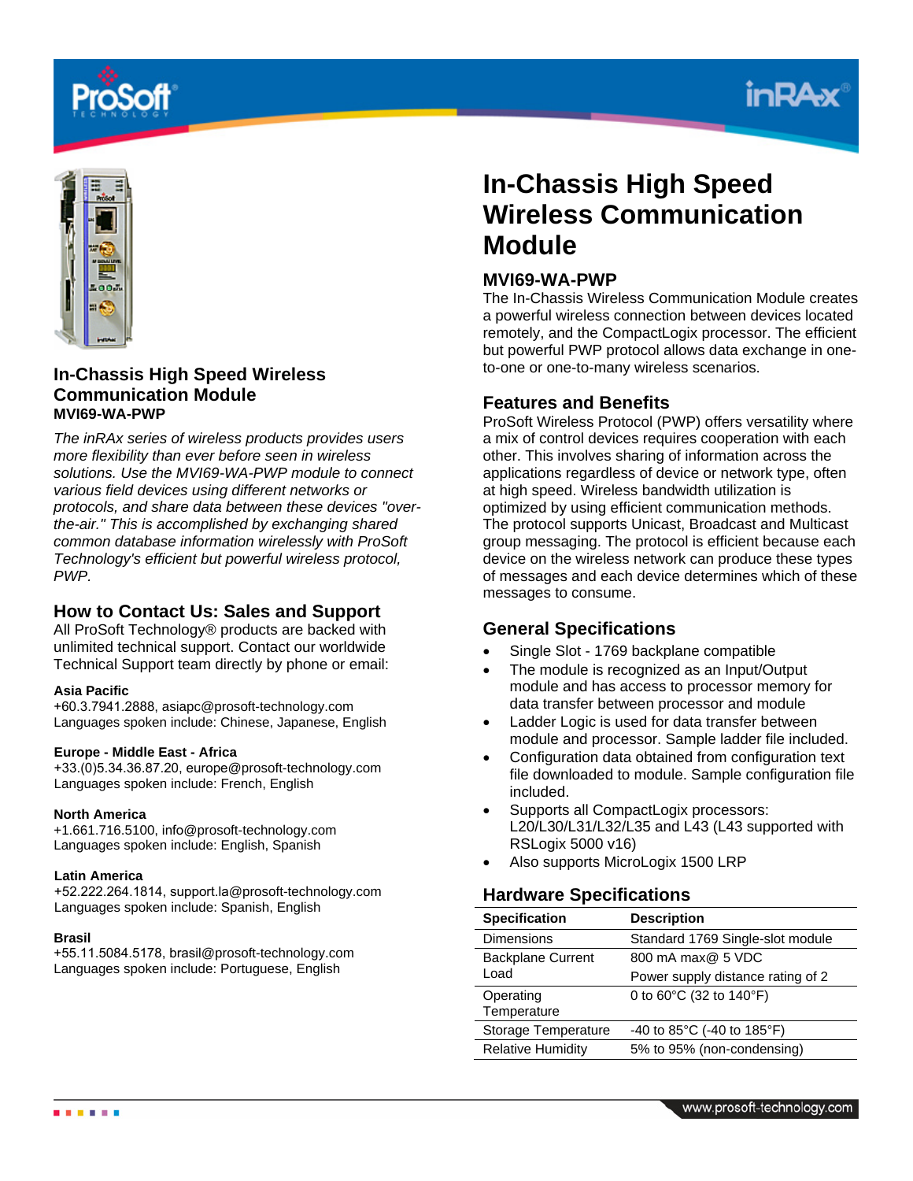## In-Chassis High Speed Wireless Communication Module

**MVI69-WA-PWP**

*The inRAx series of wireless products provides users more flexibility than ever before seen in wireless solutions. Use the MVI69-WA-PWP module to connect various field devices using different networks or protocols, and share data between these devices "over-the-air." This is accomplished by exchanging shared common database information wirelessly with ProSoft Technology's efficient but powerful wireless protocol, PWP.*

### How to Contact Us: Sales and Support

All ProSoft Technology® products are backed with unlimited technical support. Contact our worldwide Technical Support team directly by phone or email:

**Asia Pacific**
+60.3.7941.2888, asiapc@prosoft-technology.com
Languages spoken include: Chinese, Japanese, English

**Europe - Middle East - Africa**
+33.(0)5.34.36.87.20, europe@prosoft-technology.com
Languages spoken include: French, English

**North America**
+1.661.716.5100, info@prosoft-technology.com
Languages spoken include: English, Spanish

**Latin America**
+52.222.264.1814, support.la@prosoft-technology.com
Languages spoken include: Spanish, English

**Brasil**
+55.11.5084.5178, brasil@prosoft-technology.com
Languages spoken include: Portuguese, English

# In-Chassis High Speed Wireless Communication Module

### MVI69-WA-PWP

The In-Chassis Wireless Communication Module creates a powerful wireless connection between devices located remotely, and the CompactLogix processor. The efficient but powerful PWP protocol allows data exchange in one-to-one or one-to-many wireless scenarios.

### Features and Benefits

ProSoft Wireless Protocol (PWP) offers versatility where a mix of control devices requires cooperation with each other. This involves sharing of information across the applications regardless of device or network type, often at high speed. Wireless bandwidth utilization is optimized by using efficient communication methods. The protocol supports Unicast, Broadcast and Multicast group messaging. The protocol is efficient because each device on the wireless network can produce these types of messages and each device determines which of these messages to consume.

### General Specifications

- Single Slot - 1769 backplane compatible
- The module is recognized as an Input/Output module and has access to processor memory for data transfer between processor and module
- Ladder Logic is used for data transfer between module and processor. Sample ladder file included.
- Configuration data obtained from configuration text file downloaded to module. Sample configuration file included.
- Supports all CompactLogix processors: L20/L30/L31/L32/L35 and L43 (L43 supported with RSLogix 5000 v16)
- Also supports MicroLogix 1500 LRP

### Hardware Specifications

| Specification | Description |
|---|---|
| Dimensions | Standard 1769 Single-slot module |
| Backplane Current Load | 800 mA max@ 5 VDC<br>Power supply distance rating of 2 |
| Operating Temperature | 0 to 60°C (32 to 140°F) |
| Storage Temperature | -40 to 85°C (-40 to 185°F) |
| Relative Humidity | 5% to 95% (non-condensing) |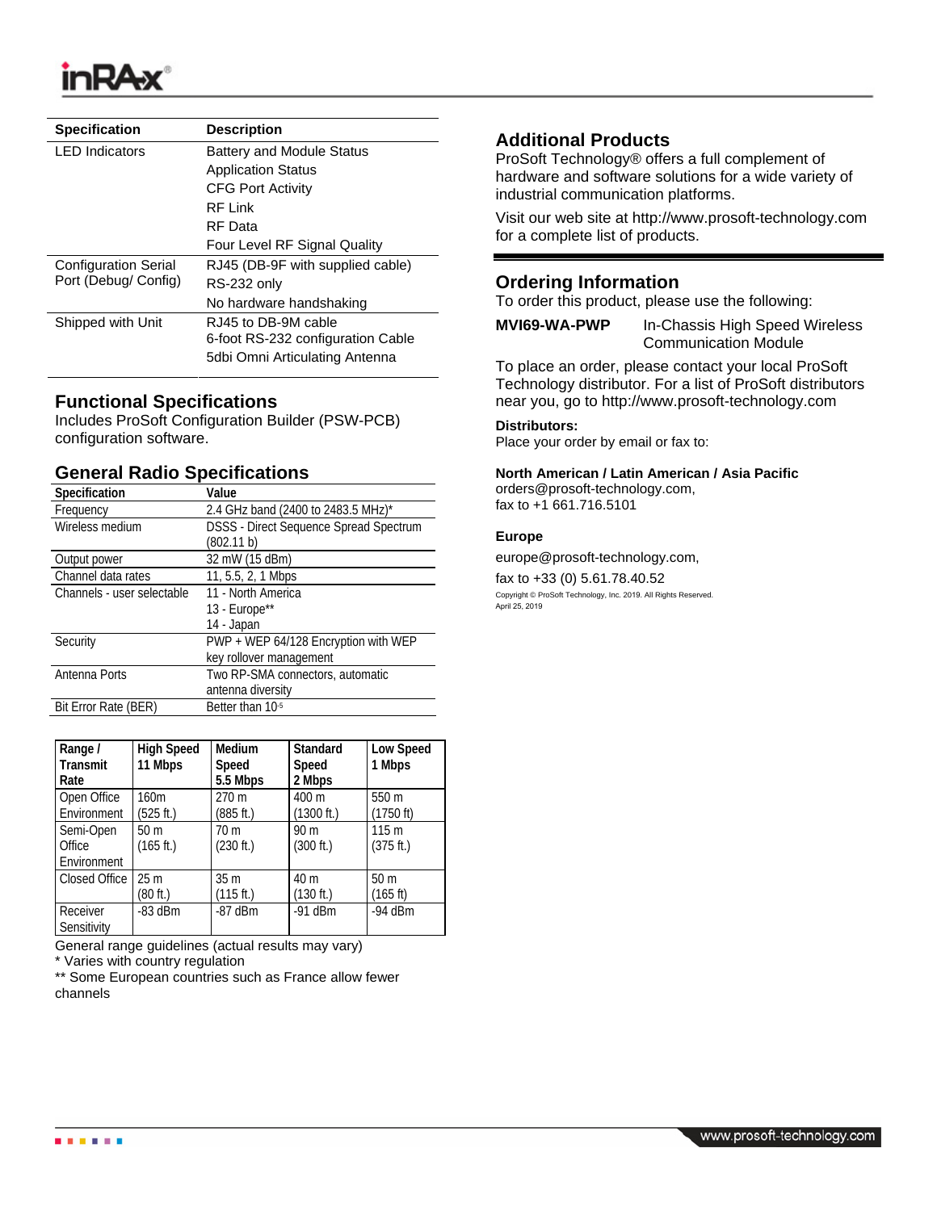| Specification | Description |
| --- | --- |
| LED Indicators | Battery and Module Status<br>Application Status<br>CFG Port Activity<br>RF Link<br>RF Data<br>Four Level RF Signal Quality |
| Configuration Serial Port (Debug/ Config) | RJ45 (DB-9F with supplied cable)<br>RS-232 only<br>No hardware handshaking |
| Shipped with Unit | RJ45 to DB-9M cable<br>6-foot RS-232 configuration Cable<br>5dbi Omni Articulating Antenna |

## Functional Specifications

Includes ProSoft Configuration Builder (PSW-PCB) configuration software.

## General Radio Specifications

| Specification | Value |
| --- | --- |
| Frequency | 2.4 GHz band (2400 to 2483.5 MHz)* |
| Wireless medium | DSSS - Direct Sequence Spread Spectrum (802.11 b) |
| Output power | 32 mW (15 dBm) |
| Channel data rates | 11, 5.5, 2, 1 Mbps |
| Channels - user selectable | 11 - North America<br>13 - Europe**<br>14 - Japan |
| Security | PWP + WEP 64/128 Encryption with WEP key rollover management |
| Antenna Ports | Two RP-SMA connectors, automatic antenna diversity |
| Bit Error Rate (BER) | Better than $10^{-5}$ |

| Range / Transmit Rate | High Speed 11 Mbps | Medium Speed 5.5 Mbps | Standard Speed 2 Mbps | Low Speed 1 Mbps |
| --- | --- | --- | --- | --- |
| Open Office Environment | 160m (525 ft.) | 270 m (885 ft.) | 400 m (1300 ft.) | 550 m (1750 ft) |
| Semi-Open Office Environment | 50 m (165 ft.) | 70 m (230 ft.) | 90 m (300 ft.) | 115 m (375 ft.) |
| Closed Office | 25 m (80 ft.) | 35 m (115 ft.) | 40 m (130 ft.) | 50 m (165 ft) |
| Receiver Sensitivity | -83 dBm | -87 dBm | -91 dBm | -94 dBm |

General range guidelines (actual results may vary)

* Varies with country regulation

** Some European countries such as France allow fewer channels

## Additional Products

ProSoft Technology® offers a full complement of hardware and software solutions for a wide variety of industrial communication platforms.

Visit our web site at http://www.prosoft-technology.com for a complete list of products.

## Ordering Information

To order this product, please use the following:

**MVI69-WA-PWP** In-Chassis High Speed Wireless Communication Module

To place an order, please contact your local ProSoft Technology distributor. For a list of ProSoft distributors near you, go to http://www.prosoft-technology.com

**Distributors:**

Place your order by email or fax to:

**North American / Latin American / Asia Pacific**

orders@prosoft-technology.com,
fax to +1 661.716.5101

**Europe**

europe@prosoft-technology.com,

fax to +33 (0) 5.61.78.40.52

Copyright © ProSoft Technology, Inc. 2019. All Rights Reserved.
April 25, 2019